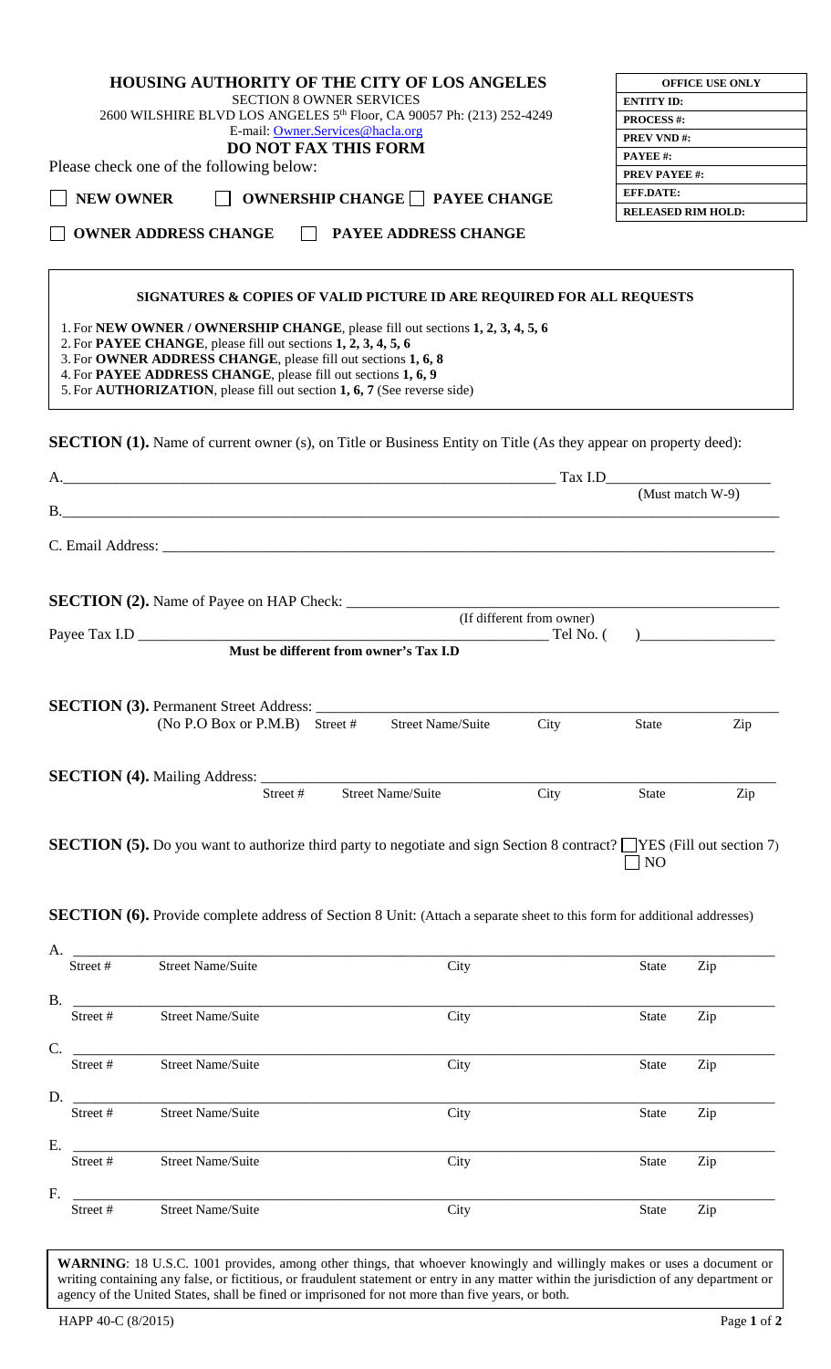# HOUSING AUTHORITY OF THE CITY OF LOS ANGELES

SECTION 8 OWNER SERVICES
2600 WILSHIRE BLVD LOS ANGELES 5th Floor, CA 90057 Ph: (213) 252-4249
E-mail: Owner.Services@hacla.org

**DO NOT FAX THIS FORM**

| OFFICE USE ONLY | |
|---|---|
| **ENTITY ID:** | |
| **PROCESS #:** | |
| **PREV VND #:** | |
| **PAYEE #:** | |
| **PREV PAYEE #:** | |
| **EFF.DATE:** | |
| **RELEASED RIM HOLD:** | |

Please check one of the following below:

☐ **NEW OWNER** ☐ **OWNERSHIP CHANGE** ☐ **PAYEE CHANGE**

☐ **OWNER ADDRESS CHANGE** ☐ **PAYEE ADDRESS CHANGE**

**SIGNATURES & COPIES OF VALID PICTURE ID ARE REQUIRED FOR ALL REQUESTS**

1. For **NEW OWNER / OWNERSHIP CHANGE**, please fill out sections **1, 2, 3, 4, 5, 6**
2. For **PAYEE CHANGE**, please fill out sections **1, 2, 3, 4, 5, 6**
3. For **OWNER ADDRESS CHANGE**, please fill out sections **1, 6, 8**
4. For **PAYEE ADDRESS CHANGE**, please fill out sections **1, 6, 9**
5. For **AUTHORIZATION**, please fill out section **1, 6, 7** (See reverse side)

**SECTION (1).** Name of current owner (s), on Title or Business Entity on Title (As they appear on property deed):

A.\_\_\_\_\_\_\_\_\_\_\_\_\_\_\_\_\_\_\_\_\_\_\_\_\_\_\_\_\_\_\_\_ Tax I.D\_\_\_\_\_\_\_\_\_\_\_\_\_\_\_\_ (Must match W-9)

B.\_\_\_\_\_\_\_\_\_\_\_\_\_\_\_\_\_\_\_\_\_\_\_\_\_\_\_\_\_\_\_\_\_\_\_\_\_\_\_\_\_\_\_\_

C. Email Address: \_\_\_\_\_\_\_\_\_\_\_\_\_\_\_\_\_\_\_\_\_\_\_\_\_\_\_\_\_\_\_\_\_\_\_\_\_\_

**SECTION (2).** Name of Payee on HAP Check: \_\_\_\_\_\_\_\_\_\_\_\_\_\_\_\_\_\_\_\_\_\_\_\_\_\_\_\_ (If different from owner)

Payee Tax I.D \_\_\_\_\_\_\_\_\_\_\_\_\_\_\_\_\_\_\_\_\_\_\_\_\_\_\_\_ Tel No. ( )\_\_\_\_\_\_\_\_\_\_\_\_

**Must be different from owner's Tax I.D**

**SECTION (3).** Permanent Street Address: \_\_\_\_\_\_\_\_\_\_\_\_\_\_\_\_\_\_\_\_\_\_\_\_\_\_\_\_\_\_\_\_\_\_\_\_\_\_
(No P.O Box or P.M.B) Street # Street Name/Suite City State Zip

**SECTION (4).** Mailing Address: \_\_\_\_\_\_\_\_\_\_\_\_\_\_\_\_\_\_\_\_\_\_\_\_\_\_\_\_\_\_\_\_\_\_\_\_\_\_\_\_
Street # Street Name/Suite City State Zip

**SECTION (5).** Do you want to authorize third party to negotiate and sign Section 8 contract? ☐ YES (Fill out section 7) ☐ NO

**SECTION (6).** Provide complete address of Section 8 Unit: (Attach a separate sheet to this form for additional addresses)

A. \_\_\_\_\_\_\_\_\_\_\_\_\_\_\_\_\_\_\_\_\_\_\_\_\_\_\_\_\_\_\_\_\_\_\_\_\_\_\_\_\_\_\_\_\_\_
Street # Street Name/Suite City State Zip

B. \_\_\_\_\_\_\_\_\_\_\_\_\_\_\_\_\_\_\_\_\_\_\_\_\_\_\_\_\_\_\_\_\_\_\_\_\_\_\_\_\_\_\_\_\_\_
Street # Street Name/Suite City State Zip

C. \_\_\_\_\_\_\_\_\_\_\_\_\_\_\_\_\_\_\_\_\_\_\_\_\_\_\_\_\_\_\_\_\_\_\_\_\_\_\_\_\_\_\_\_\_\_
Street # Street Name/Suite City State Zip

D. \_\_\_\_\_\_\_\_\_\_\_\_\_\_\_\_\_\_\_\_\_\_\_\_\_\_\_\_\_\_\_\_\_\_\_\_\_\_\_\_\_\_\_\_\_\_
Street # Street Name/Suite City State Zip

E. \_\_\_\_\_\_\_\_\_\_\_\_\_\_\_\_\_\_\_\_\_\_\_\_\_\_\_\_\_\_\_\_\_\_\_\_\_\_\_\_\_\_\_\_\_\_
Street # Street Name/Suite City State Zip

F. \_\_\_\_\_\_\_\_\_\_\_\_\_\_\_\_\_\_\_\_\_\_\_\_\_\_\_\_\_\_\_\_\_\_\_\_\_\_\_\_\_\_\_\_\_\_
Street # Street Name/Suite City State Zip

**WARNING**: 18 U.S.C. 1001 provides, among other things, that whoever knowingly and willingly makes or uses a document or writing containing any false, or fictitious, or fraudulent statement or entry in any matter within the jurisdiction of any department or agency of the United States, shall be fined or imprisoned for not more than five years, or both.

HAPP 40-C (8/2015)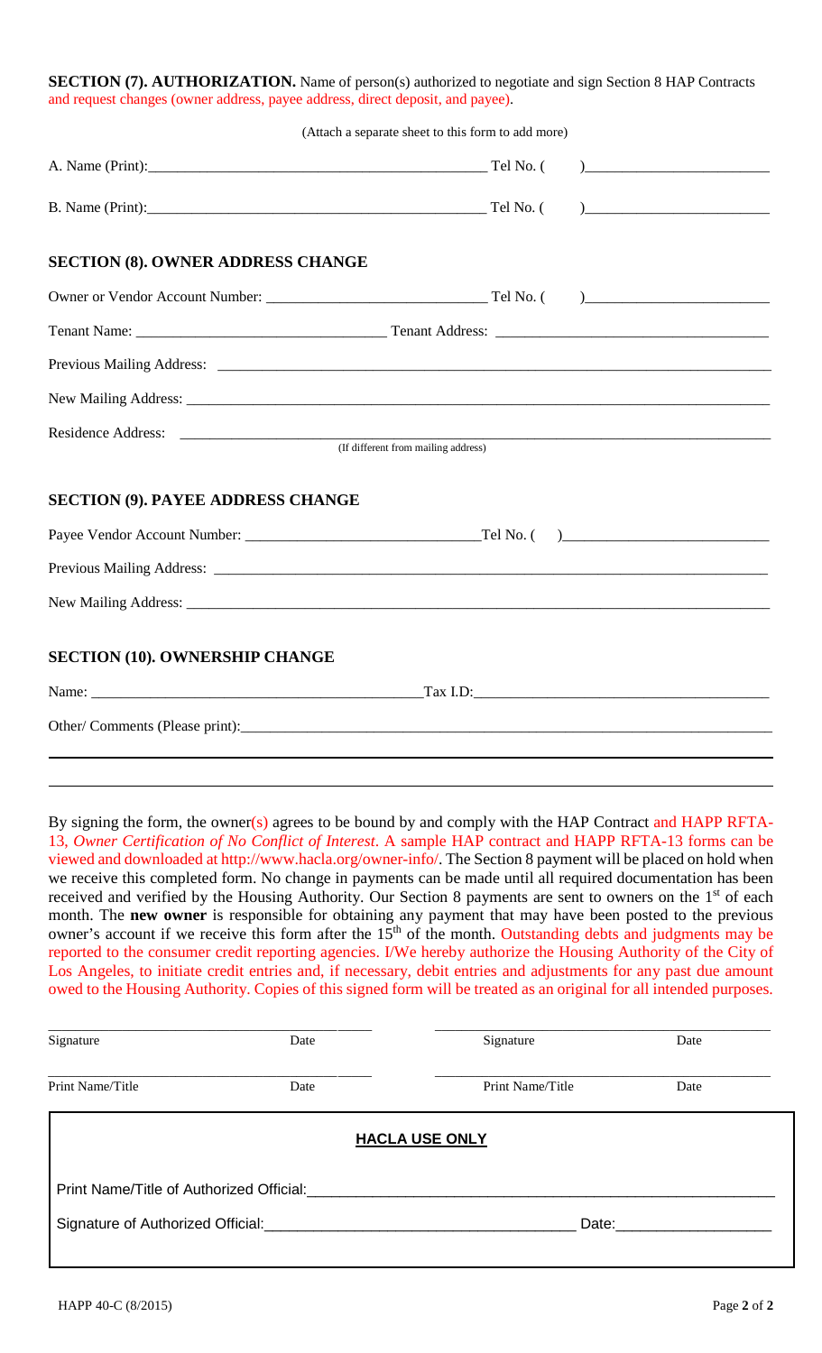**SECTION (7). AUTHORIZATION.** Name of person(s) authorized to negotiate and sign Section 8 HAP Contracts and request changes (owner address, payee address, direct deposit, and payee).

(Attach a separate sheet to this form to add more)

A. Name (Print):_______________________________________________ Tel No. ( )________________________

B. Name (Print):_______________________________________________ Tel No. ( )________________________

**SECTION (8). OWNER ADDRESS CHANGE**

Owner or Vendor Account Number: _____________________________ Tel No. ( )________________________

Tenant Name: ________________________________ Tenant Address: ___________________________________

Previous Mailing Address: ___________________________________________________________________________

New Mailing Address: _______________________________________________________________________________

Residence Address: _________________________________________________________________________________
(If different from mailing address)

**SECTION (9). PAYEE ADDRESS CHANGE**

Payee Vendor Account Number: ______________________________Tel No. ( )__________________________

Previous Mailing Address: ___________________________________________________________________________

New Mailing Address: _______________________________________________________________________________

**SECTION (10). OWNERSHIP CHANGE**

Name: _____________________________________________Tax I.D:_______________________________________

Other/ Comments (Please print):______________________________________________________________________

By signing the form, the owner(s) agrees to be bound by and comply with the HAP Contract and HAPP RFTA-13, *Owner Certification of No Conflict of Interest*. A sample HAP contract and HAPP RFTA-13 forms can be viewed and downloaded at http://www.hacla.org/owner-info/. The Section 8 payment will be placed on hold when we receive this completed form. No change in payments can be made until all required documentation has been received and verified by the Housing Authority. Our Section 8 payments are sent to owners on the 1st of each month. The **new owner** is responsible for obtaining any payment that may have been posted to the previous owner's account if we receive this form after the 15th of the month. Outstanding debts and judgments may be reported to the consumer credit reporting agencies. I/We hereby authorize the Housing Authority of the City of Los Angeles, to initiate credit entries and, if necessary, debit entries and adjustments for any past due amount owed to the Housing Authority. Copies of this signed form will be treated as an original for all intended purposes.

| Signature | Date | Signature | Date |
|---|---|---|---|
| Print Name/Title | Date | Print Name/Title | Date |

**HACLA USE ONLY**

Print Name/Title of Authorized Official:___________________________________________________________

Signature of Authorized Official:____________________________________ Date:___________________

HAPP 40-C (8/2015)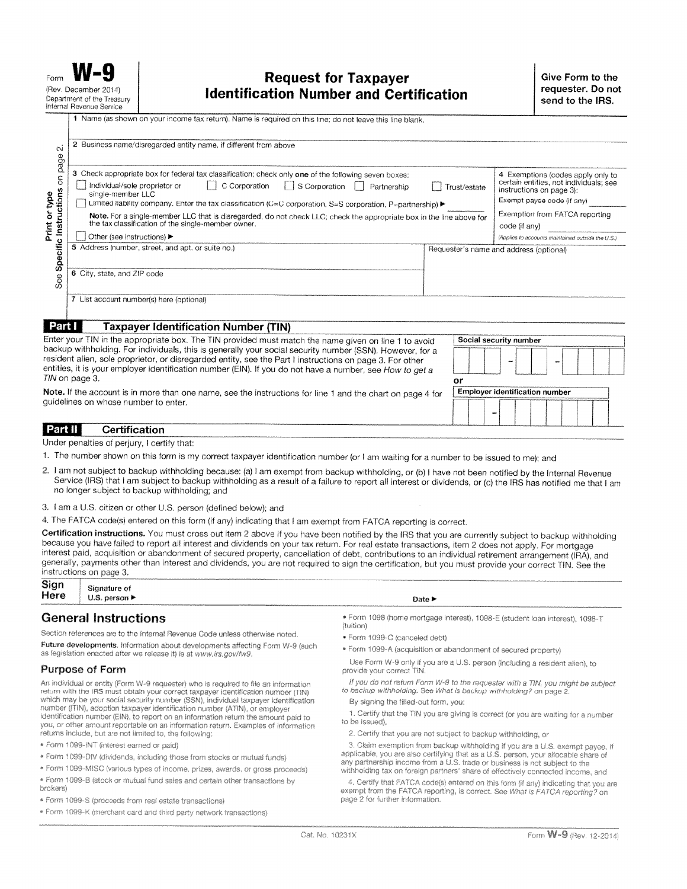Form **W-9**
(Rev. December 2014)
Department of the Treasury
Internal Revenue Service

# Request for Taxpayer Identification Number and Certification

**Give Form to the requester. Do not send to the IRS.**

Print or type
See **Specific Instructions** on page 2.

1 Name (as shown on your income tax return). Name is required on this line; do not leave this line blank.

2 Business name/disregarded entity name, if different from above

3 Check appropriate box for federal tax classification; check only **one** of the following seven boxes:

☐ Individual/sole proprietor or single-member LLC ☐ C Corporation ☐ S Corporation ☐ Partnership ☐ Trust/estate

☐ Limited liability company. Enter the tax classification (C=C corporation, S=S corporation, P=partnership) ▶

**Note.** For a single-member LLC that is disregarded, do not check LLC; check the appropriate box in the line above for the tax classification of the single-member owner.

☐ Other (see instructions) ▶

4 Exemptions (codes apply only to certain entities, not individuals; see instructions on page 3):

Exempt payee code (if any)

Exemption from FATCA reporting code (if any)

*(Applies to accounts maintained outside the U.S.)*

5 Address (number, street, and apt. or suite no.)

Requester's name and address (optional)

6 City, state, and ZIP code

7 List account number(s) here (optional)

## Part I Taxpayer Identification Number (TIN)

Enter your TIN in the appropriate box. The TIN provided must match the name given on line 1 to avoid backup withholding. For individuals, this is generally your social security number (SSN). However, for a resident alien, sole proprietor, or disregarded entity, see the Part I instructions on page 3. For other entities, it is your employer identification number (EIN). If you do not have a number, see *How to get a TIN* on page 3.

**Note.** If the account is in more than one name, see the instructions for line 1 and the chart on page 4 for guidelines on whose number to enter.

**Social security number**

☐☐☐ – ☐☐ – ☐☐☐☐

**or**

**Employer identification number**

☐☐ – ☐☐☐☐☐☐☐

## Part II Certification

Under penalties of perjury, I certify that:

1. The number shown on this form is my correct taxpayer identification number (or I am waiting for a number to be issued to me); and
2. I am not subject to backup withholding because: (a) I am exempt from backup withholding, or (b) I have not been notified by the Internal Revenue Service (IRS) that I am subject to backup withholding as a result of a failure to report all interest or dividends, or (c) the IRS has notified me that I am no longer subject to backup withholding; and
3. I am a U.S. citizen or other U.S. person (defined below); and
4. The FATCA code(s) entered on this form (if any) indicating that I am exempt from FATCA reporting is correct.

**Certification instructions.** You must cross out item 2 above if you have been notified by the IRS that you are currently subject to backup withholding because you have failed to report all interest and dividends on your tax return. For real estate transactions, item 2 does not apply. For mortgage interest paid, acquisition or abandonment of secured property, cancellation of debt, contributions to an individual retirement arrangement (IRA), and generally, payments other than interest and dividends, you are not required to sign the certification, but you must provide your correct TIN. See the instructions on page 3.

**Sign Here** Signature of U.S. person ▶ Date ▶

## General Instructions

Section references are to the Internal Revenue Code unless otherwise noted.

**Future developments.** Information about developments affecting Form W-9 (such as legislation enacted after we release it) is at www.irs.gov/fw9.

### Purpose of Form

An individual or entity (Form W-9 requester) who is required to file an information return with the IRS must obtain your correct taxpayer identification number (TIN) which may be your social security number (SSN), individual taxpayer identification number (ITIN), adoption taxpayer identification number (ATIN), or employer identification number (EIN), to report on an information return the amount paid to you, or other amount reportable on an information return. Examples of information returns include, but are not limited to, the following:

- Form 1099-INT (interest earned or paid)
- Form 1099-DIV (dividends, including those from stocks or mutual funds)
- Form 1099-MISC (various types of income, prizes, awards, or gross proceeds)
- Form 1099-B (stock or mutual fund sales and certain other transactions by brokers)
- Form 1099-S (proceeds from real estate transactions)
- Form 1099-K (merchant card and third party network transactions)
- Form 1098 (home mortgage interest), 1098-E (student loan interest), 1098-T (tuition)
- Form 1099-C (canceled debt)
- Form 1099-A (acquisition or abandonment of secured property)

Use Form W-9 only if you are a U.S. person (including a resident alien), to provide your correct TIN.

*If you do not return Form W-9 to the requester with a TIN, you might be subject to backup withholding. See What is backup withholding? on page 2.*

By signing the filled-out form, you:

1. Certify that the TIN you are giving is correct (or you are waiting for a number to be issued),
2. Certify that you are not subject to backup withholding, or
3. Claim exemption from backup withholding if you are a U.S. exempt payee. If applicable, you are also certifying that as a U.S. person, your allocable share of any partnership income from a U.S. trade or business is not subject to the withholding tax on foreign partners' share of effectively connected income, and
4. Certify that FATCA code(s) entered on this form (if any) indicating that you are exempt from the FATCA reporting, is correct. See *What is FATCA reporting?* on page 2 for further information.

Cat. No. 10231X Form **W-9** (Rev. 12-2014)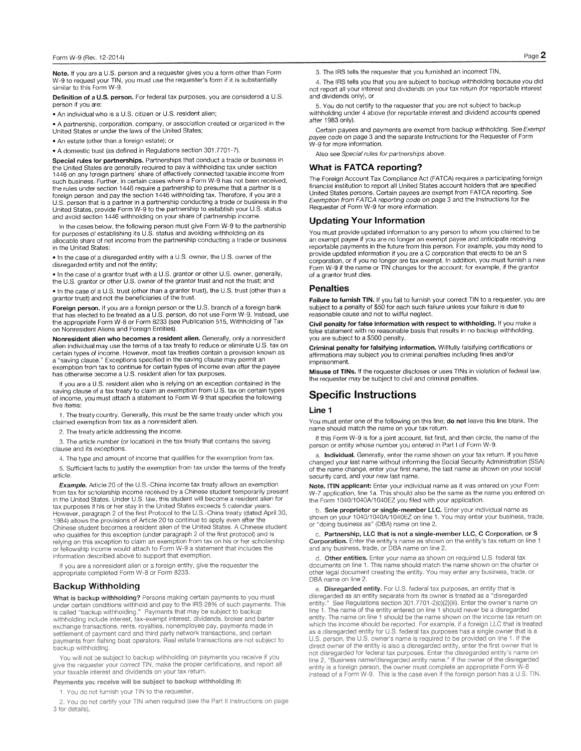**Note.** If you are a U.S. person and a requester gives you a form other than Form W-9 to request your TIN, you must use the requester's form if it is substantially similar to this Form W-9.

**Definition of a U.S. person.** For federal tax purposes, you are considered a U.S. person if you are:

- An individual who is a U.S. citizen or U.S. resident alien;
- A partnership, corporation, company, or association created or organized in the United States or under the laws of the United States;
- An estate (other than a foreign estate); or
- A domestic trust (as defined in Regulations section 301.7701-7).

**Special rules for partnerships.** Partnerships that conduct a trade or business in the United States are generally required to pay a withholding tax under section 1446 on any foreign partners' share of effectively connected taxable income from such business. Further, in certain cases where a Form W-9 has not been received, the rules under section 1446 require a partnership to presume that a partner is a foreign person, and pay the section 1446 withholding tax. Therefore, if you are a U.S. person that is a partner in a partnership conducting a trade or business in the United States, provide Form W-9 to the partnership to establish your U.S. status and avoid section 1446 withholding on your share of partnership income.

In the cases below, the following person must give Form W-9 to the partnership for purposes of establishing its U.S. status and avoiding withholding on its allocable share of net income from the partnership conducting a trade or business in the United States:

- In the case of a disregarded entity with a U.S. owner, the U.S. owner of the disregarded entity and not the entity;
- In the case of a grantor trust with a U.S. grantor or other U.S. owner, generally, the U.S. grantor or other U.S. owner of the grantor trust and not the trust; and
- In the case of a U.S. trust (other than a grantor trust), the U.S. trust (other than a grantor trust) and not the beneficiaries of the trust.

**Foreign person.** If you are a foreign person or the U.S. branch of a foreign bank that has elected to be treated as a U.S. person, do not use Form W-9. Instead, use the appropriate Form W-8 or Form 8233 (see Publication 515, Withholding of Tax on Nonresident Aliens and Foreign Entities).

**Nonresident alien who becomes a resident alien.** Generally, only a nonresident alien individual may use the terms of a tax treaty to reduce or eliminate U.S. tax on certain types of income. However, most tax treaties contain a provision known as a "saving clause." Exceptions specified in the saving clause may permit an exemption from tax to continue for certain types of income even after the payee has otherwise become a U.S. resident alien for tax purposes.

If you are a U.S. resident alien who is relying on an exception contained in the saving clause of a tax treaty to claim an exemption from U.S. tax on certain types of income, you must attach a statement to Form W-9 that specifies the following five items:

1. The treaty country. Generally, this must be the same treaty under which you claimed exemption from tax as a nonresident alien.
2. The treaty article addressing the income.
3. The article number (or location) in the tax treaty that contains the saving clause and its exceptions.
4. The type and amount of income that qualifies for the exemption from tax.
5. Sufficient facts to justify the exemption from tax under the terms of the treaty article.

***Example.*** Article 20 of the U.S.-China income tax treaty allows an exemption from tax for scholarship income received by a Chinese student temporarily present in the United States. Under U.S. law, this student will become a resident alien for tax purposes if his or her stay in the United States exceeds 5 calendar years. However, paragraph 2 of the first Protocol to the U.S.-China treaty (dated April 30, 1984) allows the provisions of Article 20 to continue to apply even after the Chinese student becomes a resident alien of the United States. A Chinese student who qualifies for this exception (under paragraph 2 of the first protocol) and is relying on this exception to claim an exemption from tax on his or her scholarship or fellowship income would attach to Form W-9 a statement that includes the information described above to support that exemption.

If you are a nonresident alien or a foreign entity, give the requester the appropriate completed Form W-8 or Form 8233.

## Backup Withholding

**What is backup withholding?** Persons making certain payments to you must under certain conditions withhold and pay to the IRS 28% of such payments. This is called "backup withholding." Payments that may be subject to backup withholding include interest, tax-exempt interest, dividends, broker and barter exchange transactions, rents, royalties, nonemployee pay, payments made in settlement of payment card and third party network transactions, and certain payments from fishing boat operators. Real estate transactions are not subject to backup withholding.

You will not be subject to backup withholding on payments you receive if you give the requester your correct TIN, make the proper certifications, and report all your taxable interest and dividends on your tax return.

**Payments you receive will be subject to backup withholding if:**

1. You do not furnish your TIN to the requester,
2. You do not certify your TIN when required (see the Part II instructions on page 3 for details),
3. The IRS tells the requester that you furnished an incorrect TIN,
4. The IRS tells you that you are subject to backup withholding because you did not report all your interest and dividends on your tax return (for reportable interest and dividends only), or
5. You do not certify to the requester that you are not subject to backup withholding under 4 above (for reportable interest and dividend accounts opened after 1983 only).

Certain payees and payments are exempt from backup withholding. See *Exempt payee code* on page 3 and the separate Instructions for the Requester of Form W-9 for more information.

Also see *Special rules for partnerships* above.

## What is FATCA reporting?

The Foreign Account Tax Compliance Act (FATCA) requires a participating foreign financial institution to report all United States account holders that are specified United States persons. Certain payees are exempt from FATCA reporting. See *Exemption from FATCA reporting code* on page 3 and the Instructions for the Requester of Form W-9 for more information.

## Updating Your Information

You must provide updated information to any person to whom you claimed to be an exempt payee if you are no longer an exempt payee and anticipate receiving reportable payments in the future from this person. For example, you may need to provide updated information if you are a C corporation that elects to be an S corporation, or if you no longer are tax exempt. In addition, you must furnish a new Form W-9 if the name or TIN changes for the account; for example, if the grantor of a grantor trust dies.

## Penalties

**Failure to furnish TIN.** If you fail to furnish your correct TIN to a requester, you are subject to a penalty of $50 for each such failure unless your failure is due to reasonable cause and not to willful neglect.

**Civil penalty for false information with respect to withholding.** If you make a false statement with no reasonable basis that results in no backup withholding, you are subject to a $500 penalty.

**Criminal penalty for falsifying information.** Willfully falsifying certifications or affirmations may subject you to criminal penalties including fines and/or imprisonment.

**Misuse of TINs.** If the requester discloses or uses TINs in violation of federal law, the requester may be subject to civil and criminal penalties.

# Specific Instructions

## Line 1

You must enter one of the following on this line; **do not** leave this line blank. The name should match the name on your tax return.

If this Form W-9 is for a joint account, list first, and then circle, the name of the person or entity whose number you entered in Part I of Form W-9.

a. **Individual.** Generally, enter the name shown on your tax return. If you have changed your last name without informing the Social Security Administration (SSA) of the name change, enter your first name, the last name as shown on your social security card, and your new last name.

**Note. ITIN applicant:** Enter your individual name as it was entered on your Form W-7 application, line 1a. This should also be the same as the name you entered on the Form 1040/1040A/1040EZ you filed with your application.

b. **Sole proprietor or single-member LLC.** Enter your individual name as shown on your 1040/1040A/1040EZ on line 1. You may enter your business, trade, or "doing business as" (DBA) name on line 2.

c. **Partnership, LLC that is not a single-member LLC, C Corporation, or S Corporation.** Enter the entity's name as shown on the entity's tax return on line 1 and any business, trade, or DBA name on line 2.

d. **Other entities.** Enter your name as shown on required U.S. federal tax documents on line 1. This name should match the name shown on the charter or other legal document creating the entity. You may enter any business, trade, or DBA name on line 2.

e. **Disregarded entity.** For U.S. federal tax purposes, an entity that is disregarded as an entity separate from its owner is treated as a "disregarded entity." See Regulations section 301.7701-2(c)(2)(iii). Enter the owner's name on line 1. The name of the entity entered on line 1 should never be a disregarded entity. The name on line 1 should be the name shown on the income tax return on which the income should be reported. For example, if a foreign LLC that is treated as a disregarded entity for U.S. federal tax purposes has a single owner that is a U.S. person, the U.S. owner's name is required to be provided on line 1. If the direct owner of the entity is also a disregarded entity, enter the first owner that is not disregarded for federal tax purposes. Enter the disregarded entity's name on line 2, "Business name/disregarded entity name." If the owner of the disregarded entity is a foreign person, the owner must complete an appropriate Form W-8 instead of a Form W-9. This is the case even if the foreign person has a U.S. TIN.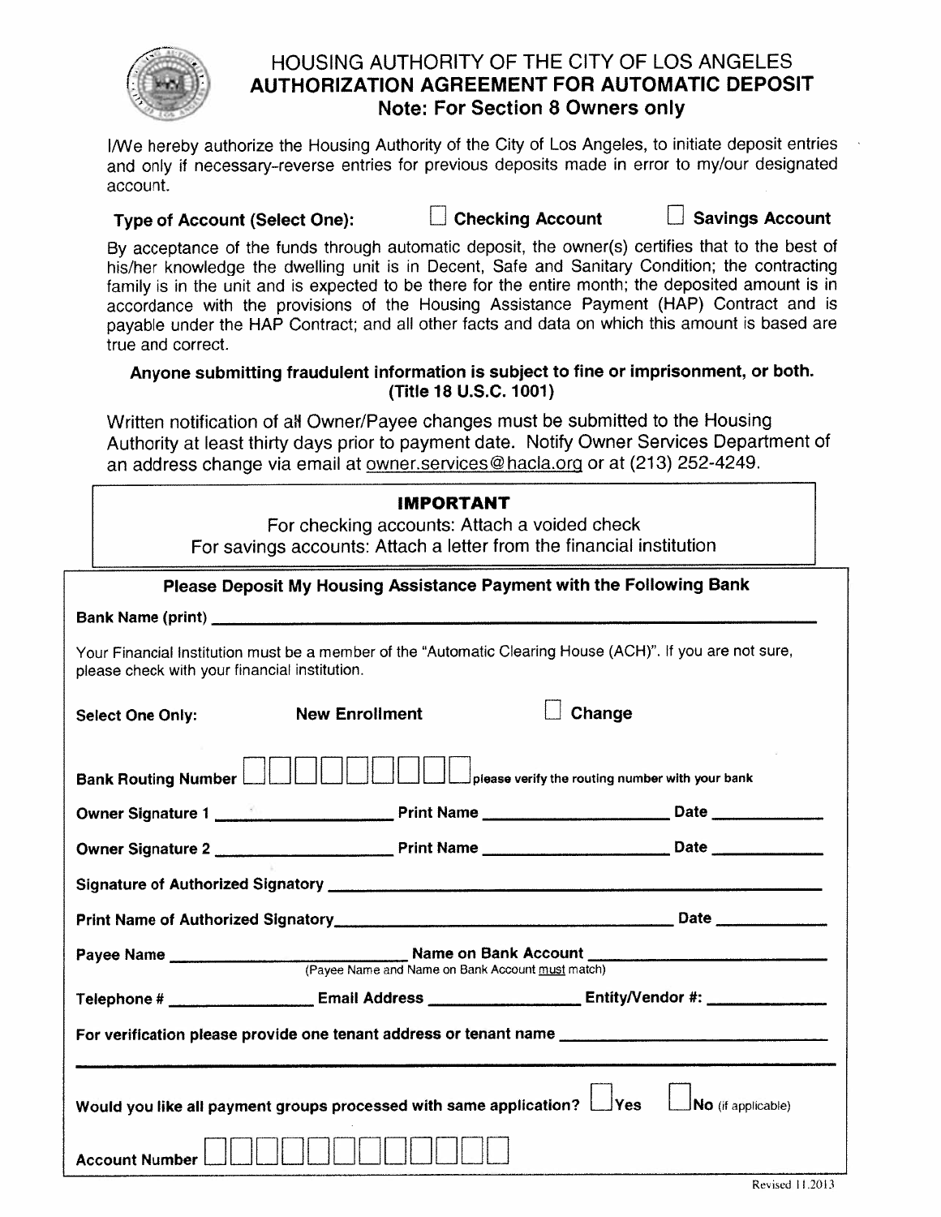# HOUSING AUTHORITY OF THE CITY OF LOS ANGELES

## AUTHORIZATION AGREEMENT FOR AUTOMATIC DEPOSIT

### Note: For Section 8 Owners only

I/We hereby authorize the Housing Authority of the City of Los Angeles, to initiate deposit entries and only if necessary-reverse entries for previous deposits made in error to my/our designated account.

**Type of Account (Select One):** ☐ **Checking Account** ☐ **Savings Account**

By acceptance of the funds through automatic deposit, the owner(s) certifies that to the best of his/her knowledge the dwelling unit is in Decent, Safe and Sanitary Condition; the contracting family is in the unit and is expected to be there for the entire month; the deposited amount is in accordance with the provisions of the Housing Assistance Payment (HAP) Contract and is payable under the HAP Contract; and all other facts and data on which this amount is based are true and correct.

**Anyone submitting fraudulent information is subject to fine or imprisonment, or both. (Title 18 U.S.C. 1001)**

Written notification of all Owner/Payee changes must be submitted to the Housing Authority at least thirty days prior to payment date. Notify Owner Services Department of an address change via email at owner.services@hacla.org or at (213) 252-4249.

**IMPORTANT**

For checking accounts: Attach a voided check

For savings accounts: Attach a letter from the financial institution

**Please Deposit My Housing Assistance Payment with the Following Bank**

**Bank Name (print)** ______________________________

Your Financial Institution must be a member of the "Automatic Clearing House (ACH)". If you are not sure, please check with your financial institution.

**Select One Only:** **New Enrollment** ☐ **Change**

**Bank Routing Number** ☐☐☐☐☐☐☐☐☐ **please verify the routing number with your bank**

**Owner Signature 1** ______________ **Print Name** ______________ **Date** __________

**Owner Signature 2** ______________ **Print Name** ______________ **Date** __________

**Signature of Authorized Signatory** ______________________________

**Print Name of Authorized Signatory** ______________________ **Date** __________

**Payee Name** ______________ **Name on Bank Account** ______________

(Payee Name and Name on Bank Account must match)

**Telephone #** __________ **Email Address** __________ **Entity/Vendor #:** __________

**For verification please provide one tenant address or tenant name** ______________________________

**Would you like all payment groups processed with same application?** ☐ **Yes** ☐ **No** (if applicable)

**Account Number** ☐☐☐☐☐☐☐☐☐☐☐☐☐

Revised 11.2013